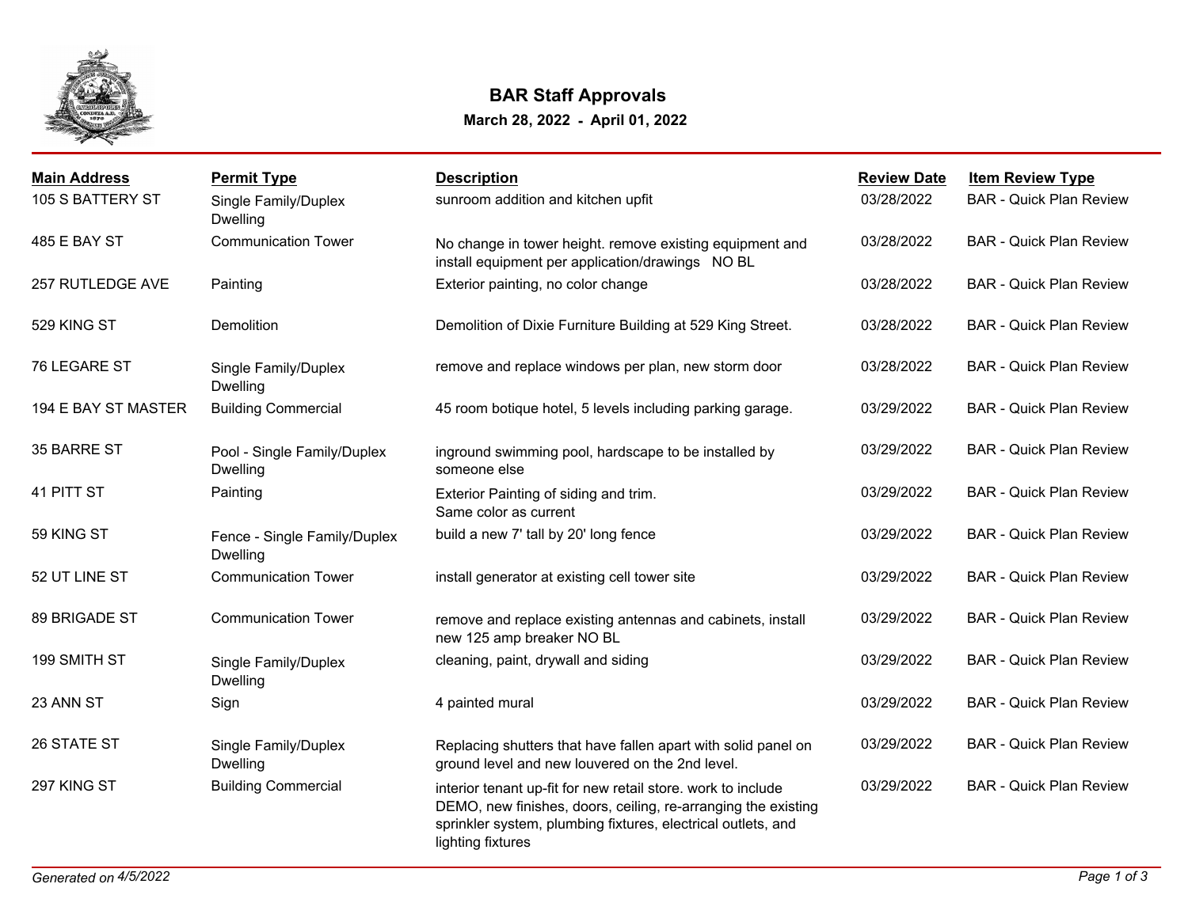# BAR Staff Approvals

**March 28, 2022 - April 01, 2022**

| Main Address | Permit Type | Description | Review Date | Item Review Type |
|---|---|---|---|---|
| 105 S BATTERY ST | Single Family/Duplex Dwelling | sunroom addition and kitchen upfit | 03/28/2022 | BAR - Quick Plan Review |
| 485 E BAY ST | Communication Tower | No change in tower height. remove existing equipment and install equipment per application/drawings NO BL | 03/28/2022 | BAR - Quick Plan Review |
| 257 RUTLEDGE AVE | Painting | Exterior painting, no color change | 03/28/2022 | BAR - Quick Plan Review |
| 529 KING ST | Demolition | Demolition of Dixie Furniture Building at 529 King Street. | 03/28/2022 | BAR - Quick Plan Review |
| 76 LEGARE ST | Single Family/Duplex Dwelling | remove and replace windows per plan, new storm door | 03/28/2022 | BAR - Quick Plan Review |
| 194 E BAY ST MASTER | Building Commercial | 45 room botique hotel, 5 levels including parking garage. | 03/29/2022 | BAR - Quick Plan Review |
| 35 BARRE ST | Pool - Single Family/Duplex Dwelling | inground swimming pool, hardscape to be installed by someone else | 03/29/2022 | BAR - Quick Plan Review |
| 41 PITT ST | Painting | Exterior Painting of siding and trim. Same color as current | 03/29/2022 | BAR - Quick Plan Review |
| 59 KING ST | Fence - Single Family/Duplex Dwelling | build a new 7' tall by 20' long fence | 03/29/2022 | BAR - Quick Plan Review |
| 52 UT LINE ST | Communication Tower | install generator at existing cell tower site | 03/29/2022 | BAR - Quick Plan Review |
| 89 BRIGADE ST | Communication Tower | remove and replace existing antennas and cabinets, install new 125 amp breaker NO BL | 03/29/2022 | BAR - Quick Plan Review |
| 199 SMITH ST | Single Family/Duplex Dwelling | cleaning, paint, drywall and siding | 03/29/2022 | BAR - Quick Plan Review |
| 23 ANN ST | Sign | 4 painted mural | 03/29/2022 | BAR - Quick Plan Review |
| 26 STATE ST | Single Family/Duplex Dwelling | Replacing shutters that have fallen apart with solid panel on ground level and new louvered on the 2nd level. | 03/29/2022 | BAR - Quick Plan Review |
| 297 KING ST | Building Commercial | interior tenant up-fit for new retail store. work to include DEMO, new finishes, doors, ceiling, re-arranging the existing sprinkler system, plumbing fixtures, electrical outlets, and lighting fixtures | 03/29/2022 | BAR - Quick Plan Review |

*Generated on 4/5/2022*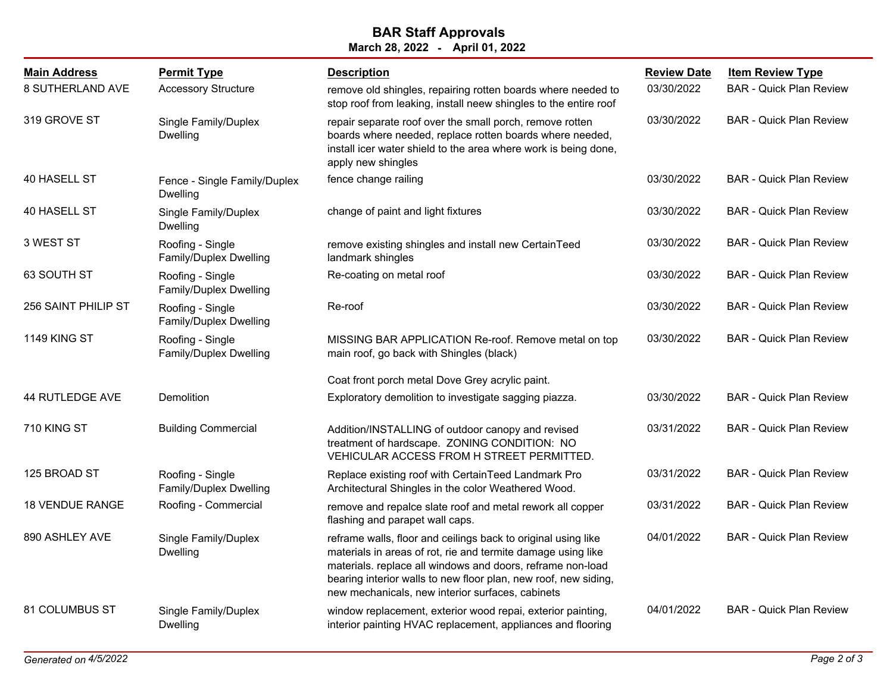# BAR Staff Approvals

**March 28, 2022 - April 01, 2022**

| Main Address | Permit Type | Description | Review Date | Item Review Type |
|---|---|---|---|---|
| 8 SUTHERLAND AVE | Accessory Structure | remove old shingles, repairing rotten boards where needed to stop roof from leaking, install neew shingles to the entire roof | 03/30/2022 | BAR - Quick Plan Review |
| 319 GROVE ST | Single Family/Duplex Dwelling | repair separate roof over the small porch, remove rotten boards where needed, replace rotten boards where needed, install icer water shield to the area where work is being done, apply new shingles | 03/30/2022 | BAR - Quick Plan Review |
| 40 HASELL ST | Fence - Single Family/Duplex Dwelling | fence change railing | 03/30/2022 | BAR - Quick Plan Review |
| 40 HASELL ST | Single Family/Duplex Dwelling | change of paint and light fixtures | 03/30/2022 | BAR - Quick Plan Review |
| 3 WEST ST | Roofing - Single Family/Duplex Dwelling | remove existing shingles and install new CertainTeed landmark shingles | 03/30/2022 | BAR - Quick Plan Review |
| 63 SOUTH ST | Roofing - Single Family/Duplex Dwelling | Re-coating on metal roof | 03/30/2022 | BAR - Quick Plan Review |
| 256 SAINT PHILIP ST | Roofing - Single Family/Duplex Dwelling | Re-roof | 03/30/2022 | BAR - Quick Plan Review |
| 1149 KING ST | Roofing - Single Family/Duplex Dwelling | MISSING BAR APPLICATION Re-roof. Remove metal on top main roof, go back with Shingles (black)<br><br>Coat front porch metal Dove Grey acrylic paint. | 03/30/2022 | BAR - Quick Plan Review |
| 44 RUTLEDGE AVE | Demolition | Exploratory demolition to investigate sagging piazza. | 03/30/2022 | BAR - Quick Plan Review |
| 710 KING ST | Building Commercial | Addition/INSTALLING of outdoor canopy and revised treatment of hardscape. ZONING CONDITION: NO VEHICULAR ACCESS FROM H STREET PERMITTED. | 03/31/2022 | BAR - Quick Plan Review |
| 125 BROAD ST | Roofing - Single Family/Duplex Dwelling | Replace existing roof with CertainTeed Landmark Pro Architectural Shingles in the color Weathered Wood. | 03/31/2022 | BAR - Quick Plan Review |
| 18 VENDUE RANGE | Roofing - Commercial | remove and repalce slate roof and metal rework all copper flashing and parapet wall caps. | 03/31/2022 | BAR - Quick Plan Review |
| 890 ASHLEY AVE | Single Family/Duplex Dwelling | reframe walls, floor and ceilings back to original using like materials in areas of rot, rie and termite damage using like materials. replace all windows and doors, reframe non-load bearing interior walls to new floor plan, new roof, new siding, new mechanicals, new interior surfaces, cabinets | 04/01/2022 | BAR - Quick Plan Review |
| 81 COLUMBUS ST | Single Family/Duplex Dwelling | window replacement, exterior wood repai, exterior painting, interior painting HVAC replacement, appliances and flooring | 04/01/2022 | BAR - Quick Plan Review |

*Generated on 4/5/2022*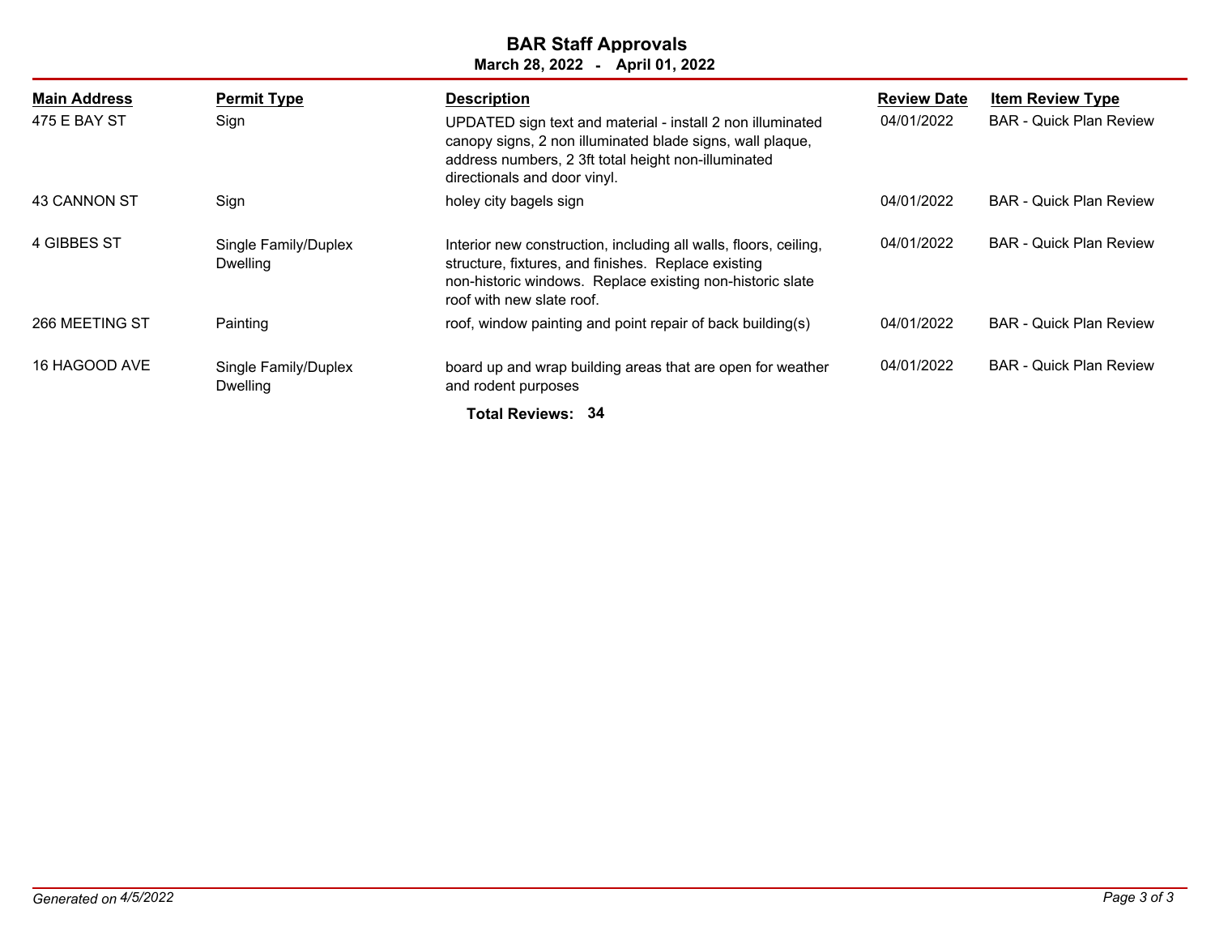# BAR Staff Approvals

**March 28, 2022 - April 01, 2022**

| Main Address | Permit Type | Description | Review Date | Item Review Type |
|---|---|---|---|---|
| 475 E BAY ST | Sign | UPDATED sign text and material - install 2 non illuminated canopy signs, 2 non illuminated blade signs, wall plaque, address numbers, 2 3ft total height non-illuminated directionals and door vinyl. | 04/01/2022 | BAR - Quick Plan Review |
| 43 CANNON ST | Sign | holey city bagels sign | 04/01/2022 | BAR - Quick Plan Review |
| 4 GIBBES ST | Single Family/Duplex Dwelling | Interior new construction, including all walls, floors, ceiling, structure, fixtures, and finishes. Replace existing non-historic windows. Replace existing non-historic slate roof with new slate roof. | 04/01/2022 | BAR - Quick Plan Review |
| 266 MEETING ST | Painting | roof, window painting and point repair of back building(s) | 04/01/2022 | BAR - Quick Plan Review |
| 16 HAGOOD AVE | Single Family/Duplex Dwelling | board up and wrap building areas that are open for weather and rodent purposes | 04/01/2022 | BAR - Quick Plan Review |

**Total Reviews: 34**

*Generated on 4/5/2022*